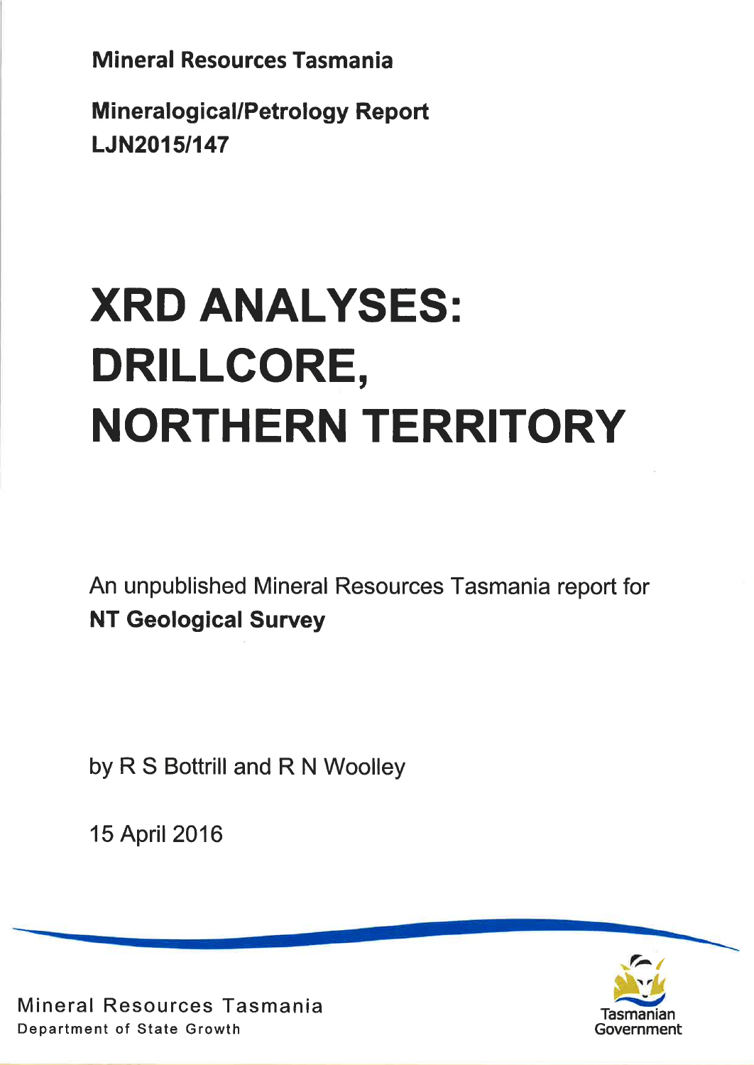**Mineral Resources Tasmania**

**Mineralogical/Petrology Report**
**LJN2015/147**

# XRD ANALYSES: DRILLCORE, NORTHERN TERRITORY

An unpublished Mineral Resources Tasmania report for
**NT Geological Survey**

by R S Bottrill and R N Woolley

15 April 2016

Mineral Resources Tasmania
Department of State Growth

Tasmanian Government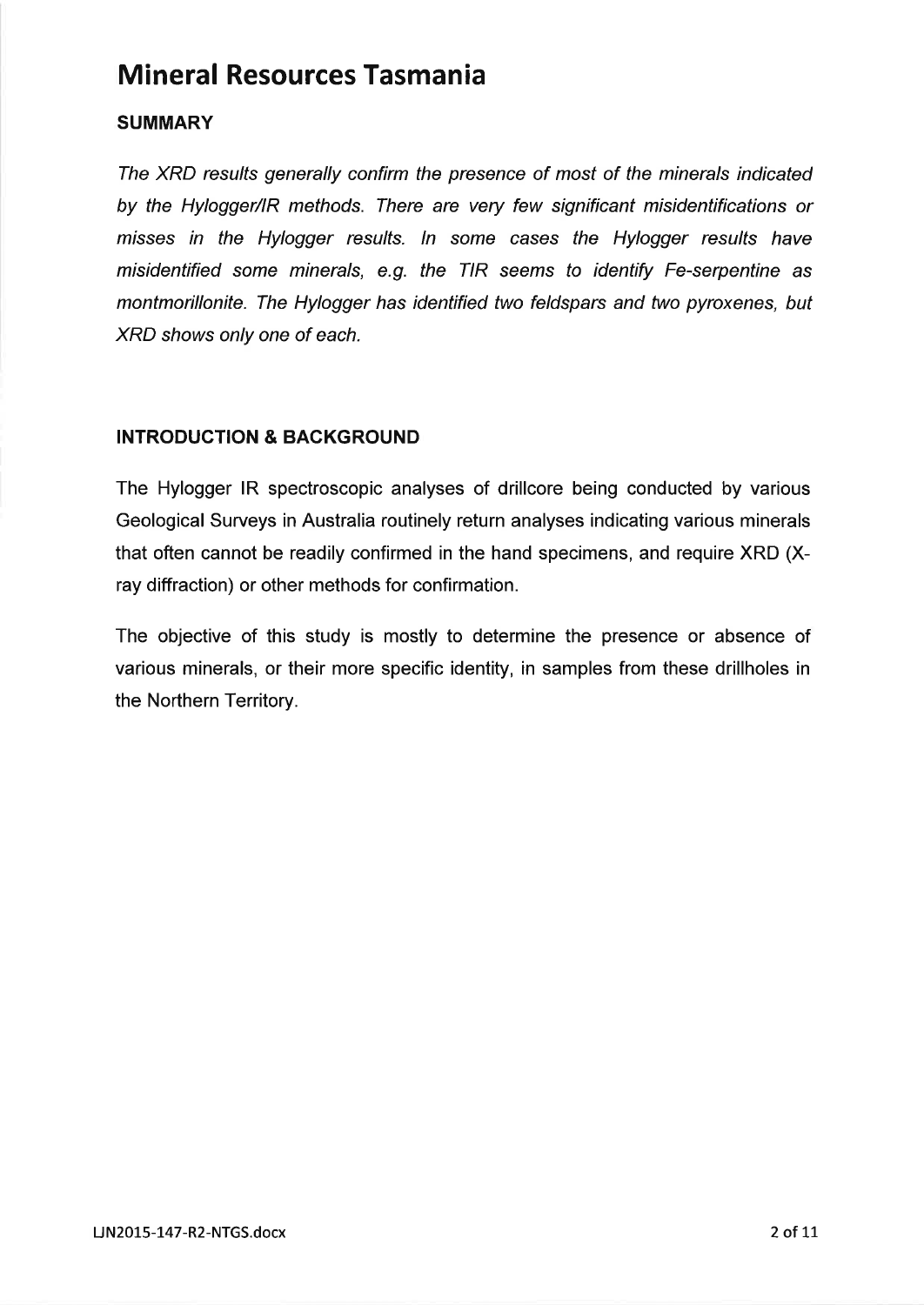# Mineral Resources Tasmania

## SUMMARY

*The XRD results generally confirm the presence of most of the minerals indicated by the Hylogger/IR methods. There are very few significant misidentifications or misses in the Hylogger results. In some cases the Hylogger results have misidentified some minerals, e.g. the TIR seems to identify Fe-serpentine as montmorillonite. The Hylogger has identified two feldspars and two pyroxenes, but XRD shows only one of each.*

## INTRODUCTION & BACKGROUND

The Hylogger IR spectroscopic analyses of drillcore being conducted by various Geological Surveys in Australia routinely return analyses indicating various minerals that often cannot be readily confirmed in the hand specimens, and require XRD (X-ray diffraction) or other methods for confirmation.

The objective of this study is mostly to determine the presence or absence of various minerals, or their more specific identity, in samples from these drillholes in the Northern Territory.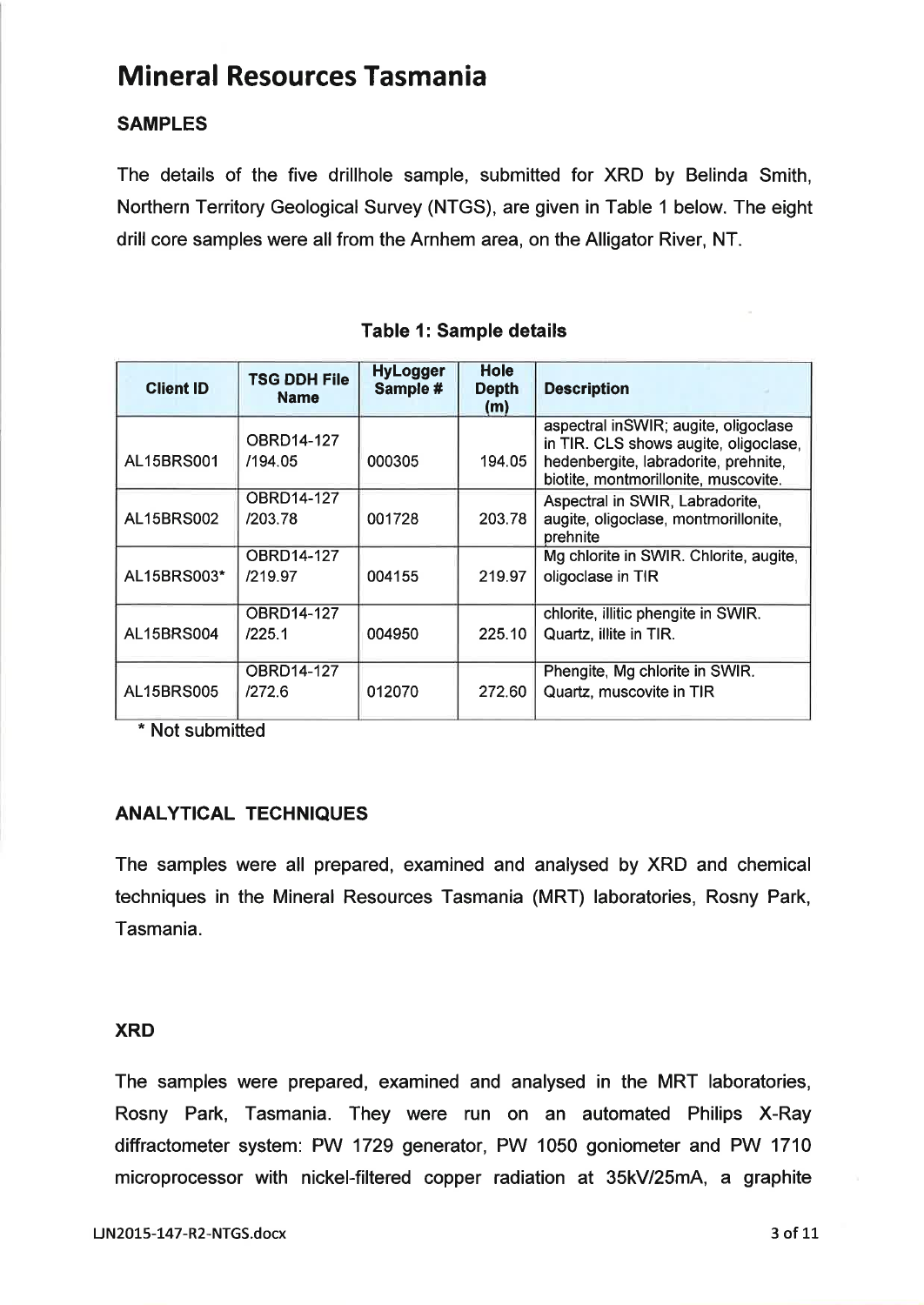# Mineral Resources Tasmania

## SAMPLES

The details of the five drillhole sample, submitted for XRD by Belinda Smith, Northern Territory Geological Survey (NTGS), are given in Table 1 below. The eight drill core samples were all from the Arnhem area, on the Alligator River, NT.

**Table 1: Sample details**

| Client ID | TSG DDH File Name | HyLogger Sample # | Hole Depth (m) | Description |
|---|---|---|---|---|
| AL15BRS001 | OBRD14-127 /194.05 | 000305 | 194.05 | aspectral inSWIR; augite, oligoclase in TIR. CLS shows augite, oligoclase, hedenbergite, labradorite, prehnite, biotite, montmorillonite, muscovite. |
| AL15BRS002 | OBRD14-127 /203.78 | 001728 | 203.78 | Aspectral in SWIR, Labradorite, augite, oligoclase, montmorillonite, prehnite |
| AL15BRS003* | OBRD14-127 /219.97 | 004155 | 219.97 | Mg chlorite in SWIR. Chlorite, augite, oligoclase in TIR |
| AL15BRS004 | OBRD14-127 /225.1 | 004950 | 225.10 | chlorite, illitic phengite in SWIR. Quartz, illite in TIR. |
| AL15BRS005 | OBRD14-127 /272.6 | 012070 | 272.60 | Phengite, Mg chlorite in SWIR. Quartz, muscovite in TIR |

\* Not submitted

## ANALYTICAL TECHNIQUES

The samples were all prepared, examined and analysed by XRD and chemical techniques in the Mineral Resources Tasmania (MRT) laboratories, Rosny Park, Tasmania.

## XRD

The samples were prepared, examined and analysed in the MRT laboratories, Rosny Park, Tasmania. They were run on an automated Philips X-Ray diffractometer system: PW 1729 generator, PW 1050 goniometer and PW 1710 microprocessor with nickel-filtered copper radiation at 35kV/25mA, a graphite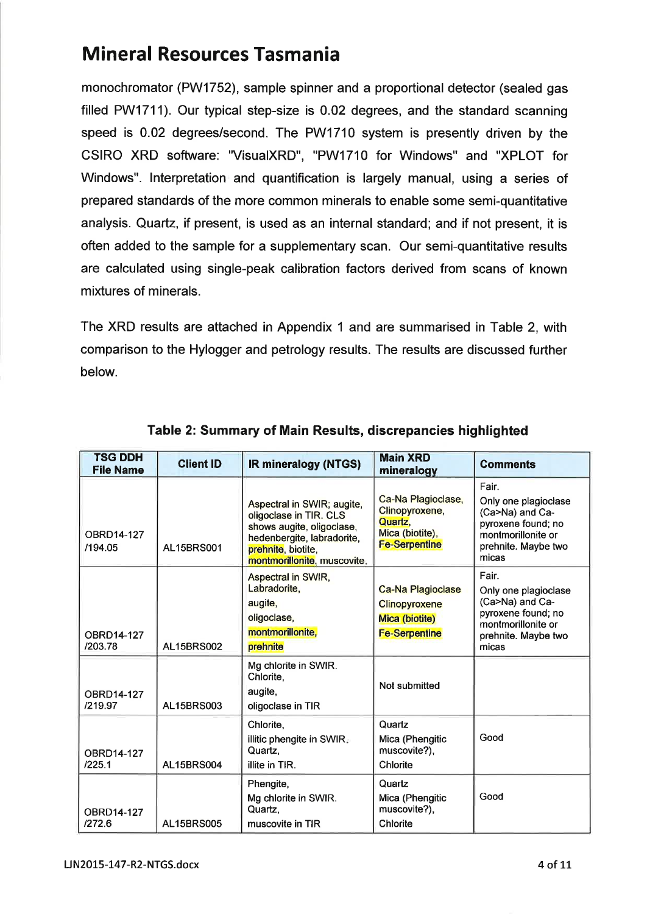# Mineral Resources Tasmania

monochromator (PW1752), sample spinner and a proportional detector (sealed gas filled PW1711). Our typical step-size is 0.02 degrees, and the standard scanning speed is 0.02 degrees/second. The PW1710 system is presently driven by the CSIRO XRD software: "VisualXRD", "PW1710 for Windows" and "XPLOT for Windows". Interpretation and quantification is largely manual, using a series of prepared standards of the more common minerals to enable some semi-quantitative analysis. Quartz, if present, is used as an internal standard; and if not present, it is often added to the sample for a supplementary scan. Our semi-quantitative results are calculated using single-peak calibration factors derived from scans of known mixtures of minerals.

The XRD results are attached in Appendix 1 and are summarised in Table 2, with comparison to the Hylogger and petrology results. The results are discussed further below.

**Table 2: Summary of Main Results, discrepancies highlighted**

| TSG DDH File Name | Client ID | IR mineralogy (NTGS) | Main XRD mineralogy | Comments |
|---|---|---|---|---|
| OBRD14-127 /194.05 | AL15BRS001 | Aspectral in SWIR; augite, oligoclase in TIR. CLS shows augite, oligoclase, hedenbergite, labradorite, prehnite, biotite, montmorillonite, muscovite. | Ca-Na Plagioclase, Clinopyroxene, Quartz, Mica (biotite), Fe-Serpentine | Fair. Only one plagioclase (Ca>Na) and Ca-pyroxene found; no montmorillonite or prehnite. Maybe two micas |
| OBRD14-127 /203.78 | AL15BRS002 | Aspectral in SWIR, Labradorite, augite, oligoclase, montmorillonite, prehnite | Ca-Na Plagioclase Clinopyroxene Mica (biotite) Fe-Serpentine | Fair. Only one plagioclase (Ca>Na) and Ca-pyroxene found; no montmorillonite or prehnite. Maybe two micas |
| OBRD14-127 /219.97 | AL15BRS003 | Mg chlorite in SWIR. Chlorite, augite, oligoclase in TIR | Not submitted | |
| OBRD14-127 /225.1 | AL15BRS004 | Chlorite, illitic phengite in SWIR. Quartz, illite in TIR. | Quartz Mica (Phengitic muscovite?), Chlorite | Good |
| OBRD14-127 /272.6 | AL15BRS005 | Phengite, Mg chlorite in SWIR. Quartz, muscovite in TIR | Quartz Mica (Phengitic muscovite?), Chlorite | Good |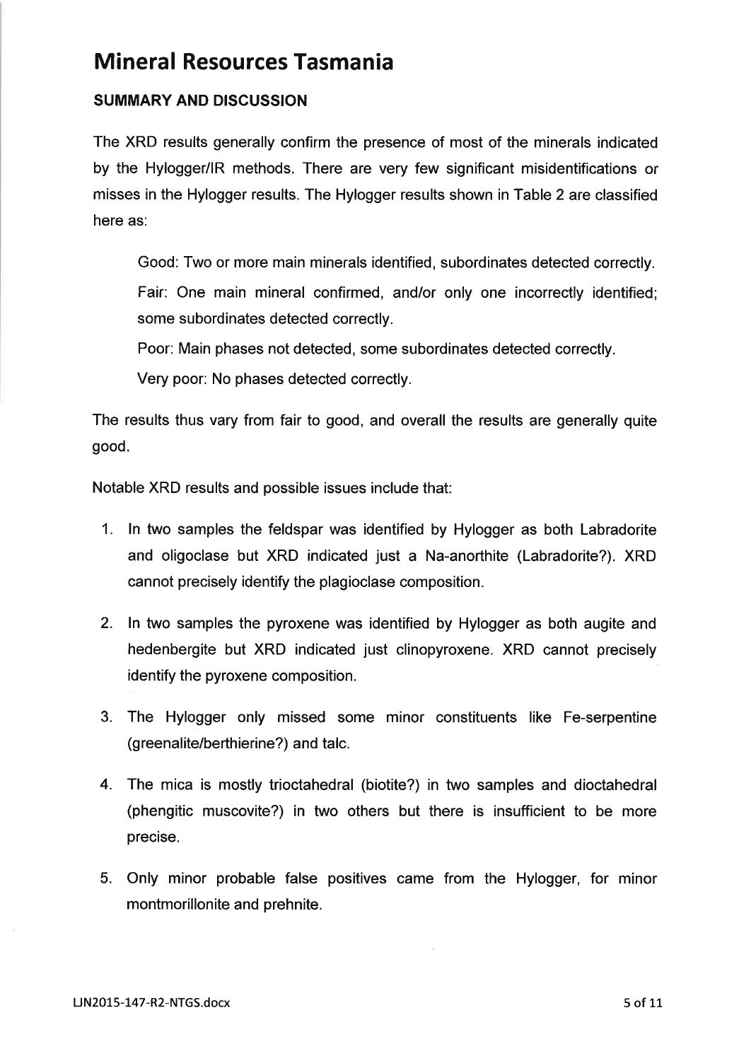# Mineral Resources Tasmania

### SUMMARY AND DISCUSSION

The XRD results generally confirm the presence of most of the minerals indicated by the Hylogger/IR methods. There are very few significant misidentifications or misses in the Hylogger results. The Hylogger results shown in Table 2 are classified here as:

> Good: Two or more main minerals identified, subordinates detected correctly.
>
> Fair: One main mineral confirmed, and/or only one incorrectly identified; some subordinates detected correctly.
>
> Poor: Main phases not detected, some subordinates detected correctly.
>
> Very poor: No phases detected correctly.

The results thus vary from fair to good, and overall the results are generally quite good.

Notable XRD results and possible issues include that:

1. In two samples the feldspar was identified by Hylogger as both Labradorite and oligoclase but XRD indicated just a Na-anorthite (Labradorite?). XRD cannot precisely identify the plagioclase composition.

2. In two samples the pyroxene was identified by Hylogger as both augite and hedenbergite but XRD indicated just clinopyroxene. XRD cannot precisely identify the pyroxene composition.

3. The Hylogger only missed some minor constituents like Fe-serpentine (greenalite/berthierine?) and talc.

4. The mica is mostly trioctahedral (biotite?) in two samples and dioctahedral (phengitic muscovite?) in two others but there is insufficient to be more precise.

5. Only minor probable false positives came from the Hylogger, for minor montmorillonite and prehnite.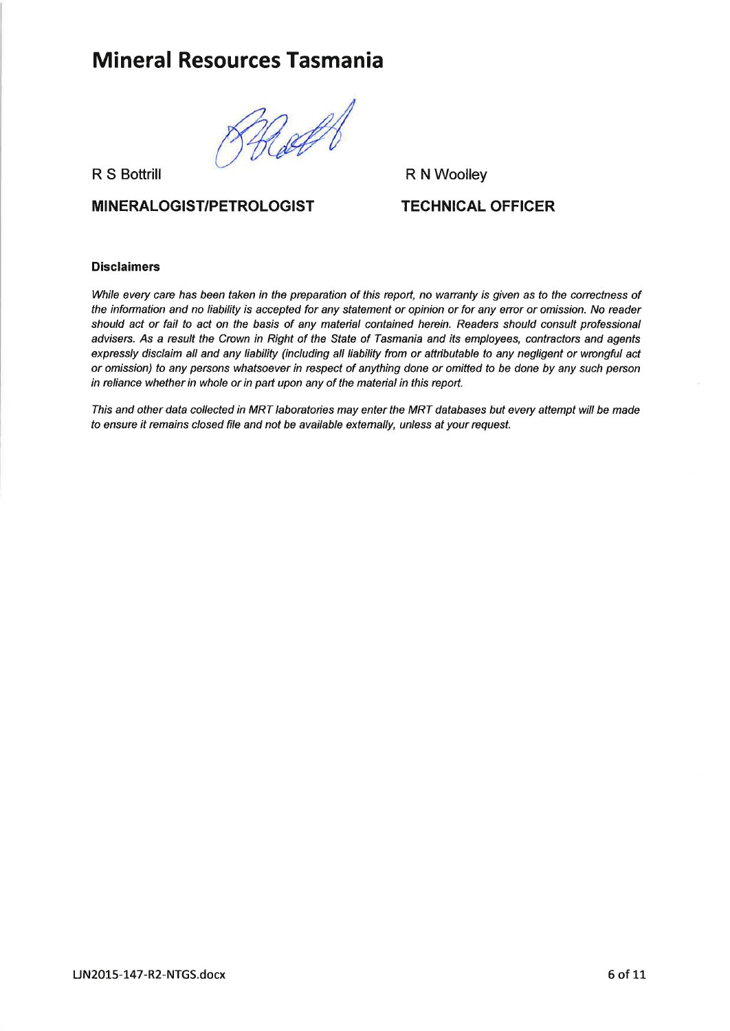# Mineral Resources Tasmania

R S Bottrill

**MINERALOGIST/PETROLOGIST**

R N Woolley

**TECHNICAL OFFICER**

### Disclaimers

*While every care has been taken in the preparation of this report, no warranty is given as to the correctness of the information and no liability is accepted for any statement or opinion or for any error or omission. No reader should act or fail to act on the basis of any material contained herein. Readers should consult professional advisers. As a result the Crown in Right of the State of Tasmania and its employees, contractors and agents expressly disclaim all and any liability (including all liability from or attributable to any negligent or wrongful act or omission) to any persons whatsoever in respect of anything done or omitted to be done by any such person in reliance whether in whole or in part upon any of the material in this report.*

*This and other data collected in MRT laboratories may enter the MRT databases but every attempt will be made to ensure it remains closed file and not be available externally, unless at your request.*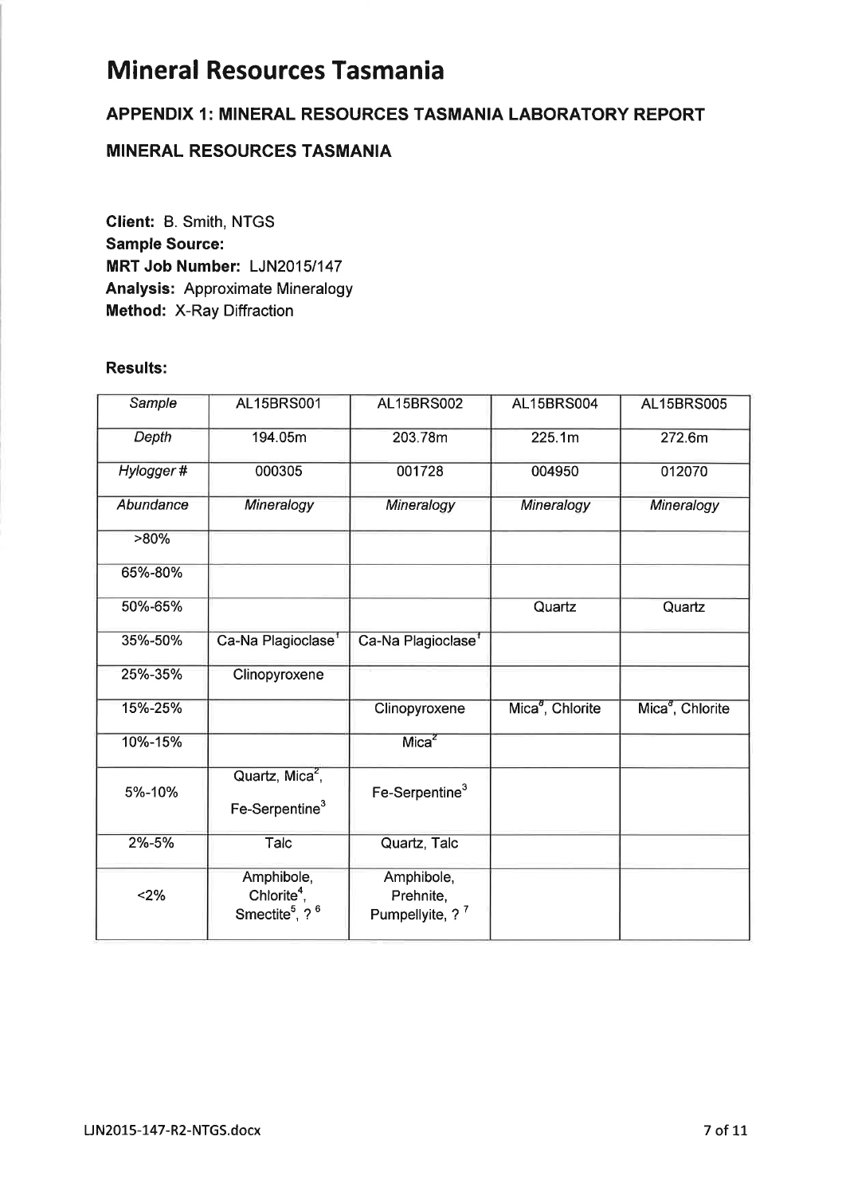# Mineral Resources Tasmania

### APPENDIX 1: MINERAL RESOURCES TASMANIA LABORATORY REPORT

### MINERAL RESOURCES TASMANIA

**Client:** B. Smith, NTGS
**Sample Source:**
**MRT Job Number:** LJN2015/147
**Analysis:** Approximate Mineralogy
**Method:** X-Ray Diffraction

**Results:**

| *Sample* | AL15BRS001 | AL15BRS002 | AL15BRS004 | AL15BRS005 |
|---|---|---|---|---|
| *Depth* | 194.05m | 203.78m | 225.1m | 272.6m |
| *Hylogger #* | 000305 | 001728 | 004950 | 012070 |
| *Abundance* | *Mineralogy* | *Mineralogy* | *Mineralogy* | *Mineralogy* |
| >80% | | | | |
| 65%-80% | | | | |
| 50%-65% | | | Quartz | Quartz |
| 35%-50% | Ca-Na Plagioclase[1] | Ca-Na Plagioclase[1] | | |
| 25%-35% | Clinopyroxene | | | |
| 15%-25% | | Clinopyroxene | Mica[8], Chlorite | Mica[8], Chlorite |
| 10%-15% | | Mica[2] | | |
| 5%-10% | Quartz, Mica[2], Fe-Serpentine[3] | Fe-Serpentine[3] | | |
| 2%-5% | Talc | Quartz, Talc | | |
| <2% | Amphibole, Chlorite[4], Smectite[5], ? [6] | Amphibole, Prehnite, Pumpellyite, ? [7] | | |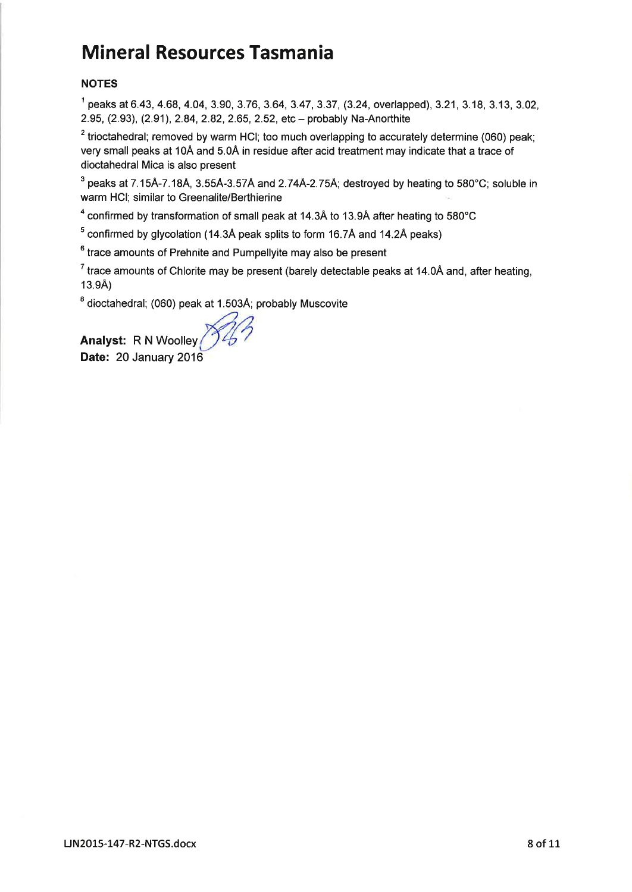# Mineral Resources Tasmania

**NOTES**

[1] peaks at 6.43, 4.68, 4.04, 3.90, 3.76, 3.64, 3.47, 3.37, (3.24, overlapped), 3.21, 3.18, 3.13, 3.02, 2.95, (2.93), (2.91), 2.84, 2.82, 2.65, 2.52, etc – probably Na-Anorthite

[2] trioctahedral; removed by warm HCl; too much overlapping to accurately determine (060) peak; very small peaks at 10Å and 5.0Å in residue after acid treatment may indicate that a trace of dioctahedral Mica is also present

[3] peaks at 7.15Å-7.18Å, 3.55Å-3.57Å and 2.74Å-2.75Å; destroyed by heating to 580°C; soluble in warm HCl; similar to Greenalite/Berthierine

[4] confirmed by transformation of small peak at 14.3Å to 13.9Å after heating to 580°C

[5] confirmed by glycolation (14.3Å peak splits to form 16.7Å and 14.2Å peaks)

[6] trace amounts of Prehnite and Pumpellyite may also be present

[7] trace amounts of Chlorite may be present (barely detectable peaks at 14.0Å and, after heating, 13.9Å)

[8] dioctahedral; (060) peak at 1.503Å; probably Muscovite

**Analyst:** R N Woolley

**Date:** 20 January 2016

LJN2015-147-R2-NTGS.docx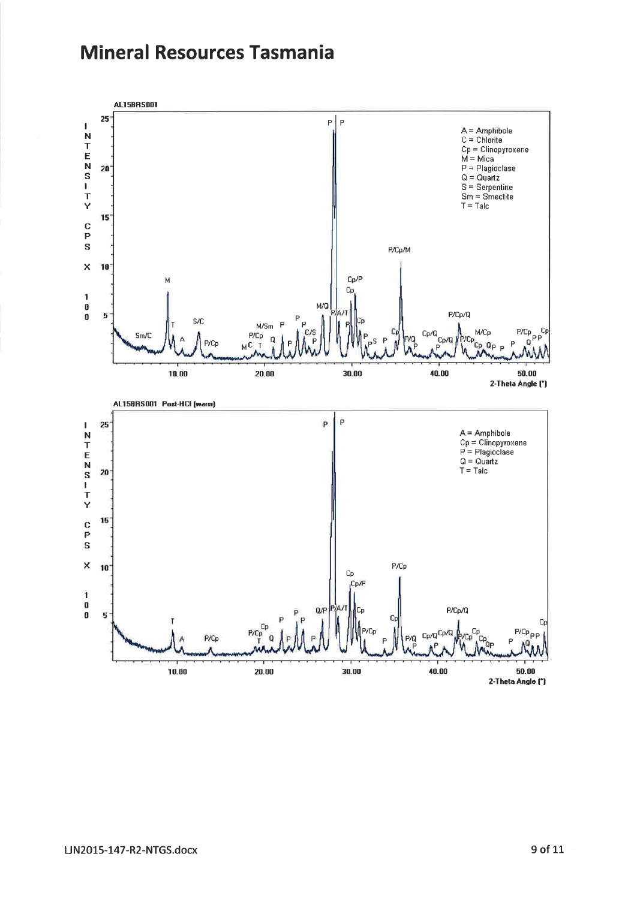# Mineral Resources Tasmania

**AL15BRS001**

A = Amphibole
C = Chlorite
Cp = Clinopyroxene
M = Mica
P = Plagioclase
Q = Quartz
S = Serpentine
Sm = Smectite
T = Talc

INTENSITY CPS X 100

2-Theta Angle (°)

**AL15BRS001 Post-HCl (warm)**

A = Amphibole
Cp = Clinopyroxene
P = Plagioclase
Q = Quartz
T = Talc

INTENSITY CPS X 100

2-Theta Angle (°)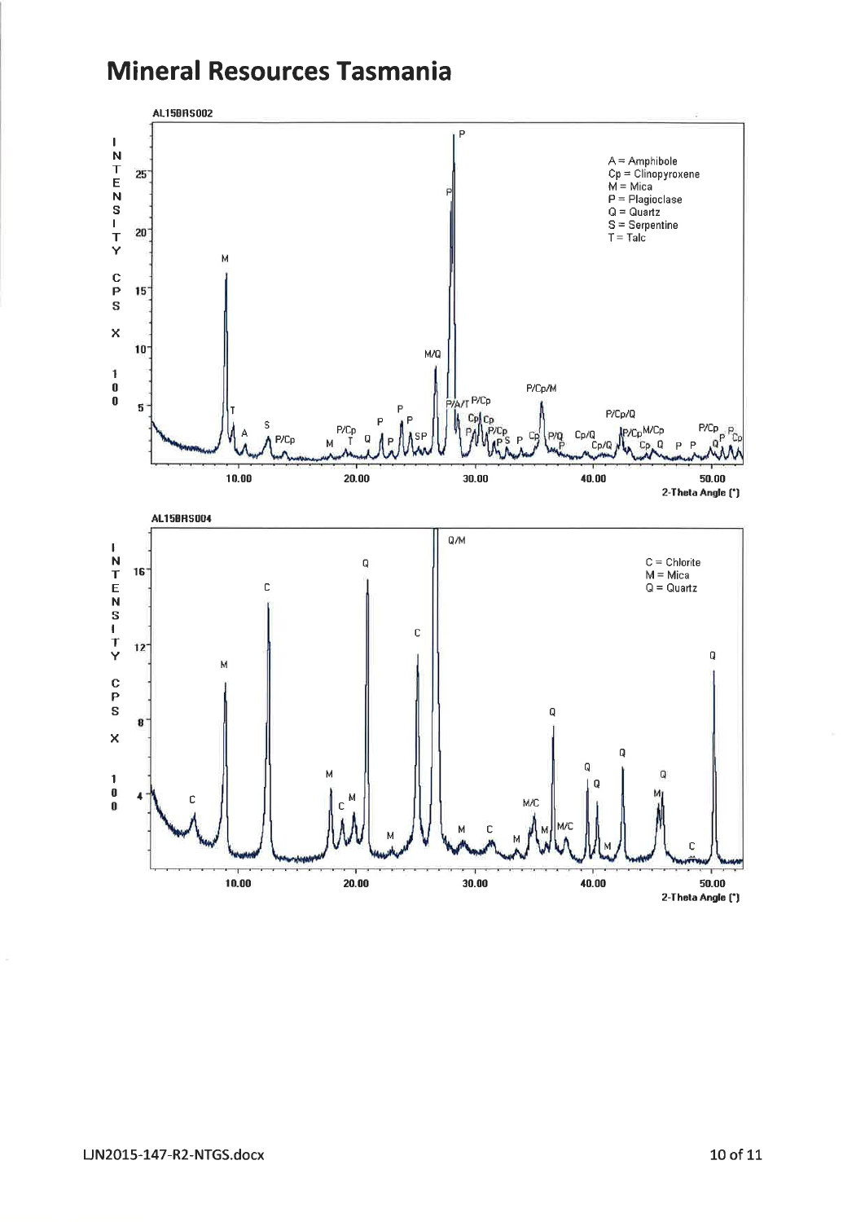**AL15BRS002**

A = Amphibole
Cp = Clinopyroxene
M = Mica
P = Plagioclase
Q = Quartz
S = Serpentine
T = Talc

INTENSITY CPS X 100

2-Theta Angle (°)

**AL15BRS004**

C = Chlorite
M = Mica
Q = Quartz

INTENSITY CPS X 100

2-Theta Angle (°)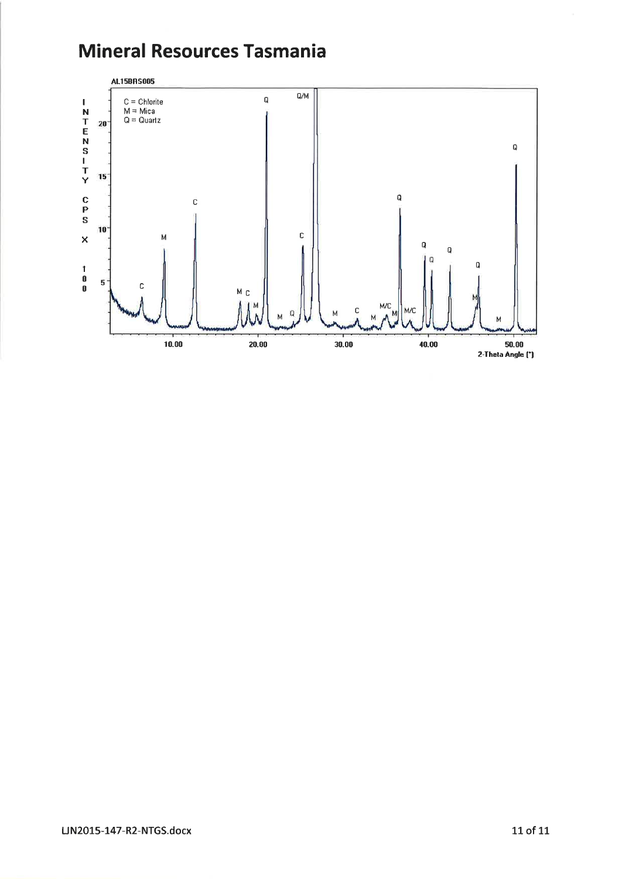# Mineral Resources Tasmania

AL15BRS005

C = Chlorite
M = Mica
Q = Quartz

INTENSITY CPS X 100

2-Theta Angle (°)

10.00
20.00
30.00
40.00
50.00

5
10
15
20

C M C Q M C M M Q C Q/M M C M M/C M M/C Q Q Q Q Q M M Q